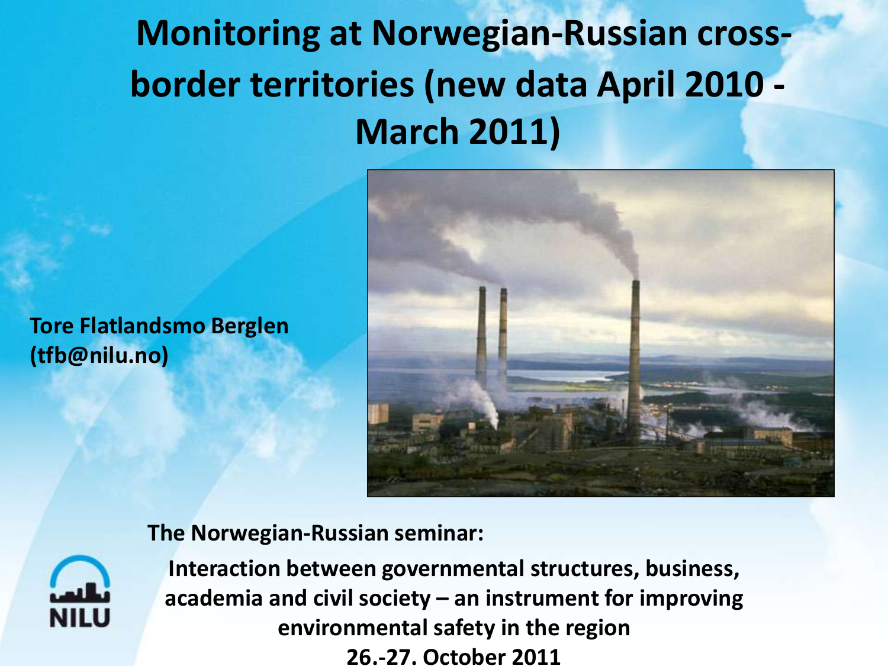# Monitoring at Norwegian-Russian cross-border territories (new data April 2010 - March 2011)

**Tore Flatlandsmo Berglen**
**(tfb@nilu.no)**

**The Norwegian-Russian seminar:**

**Interaction between governmental structures, business, academia and civil society – an instrument for improving environmental safety in the region**

**26.-27. October 2011**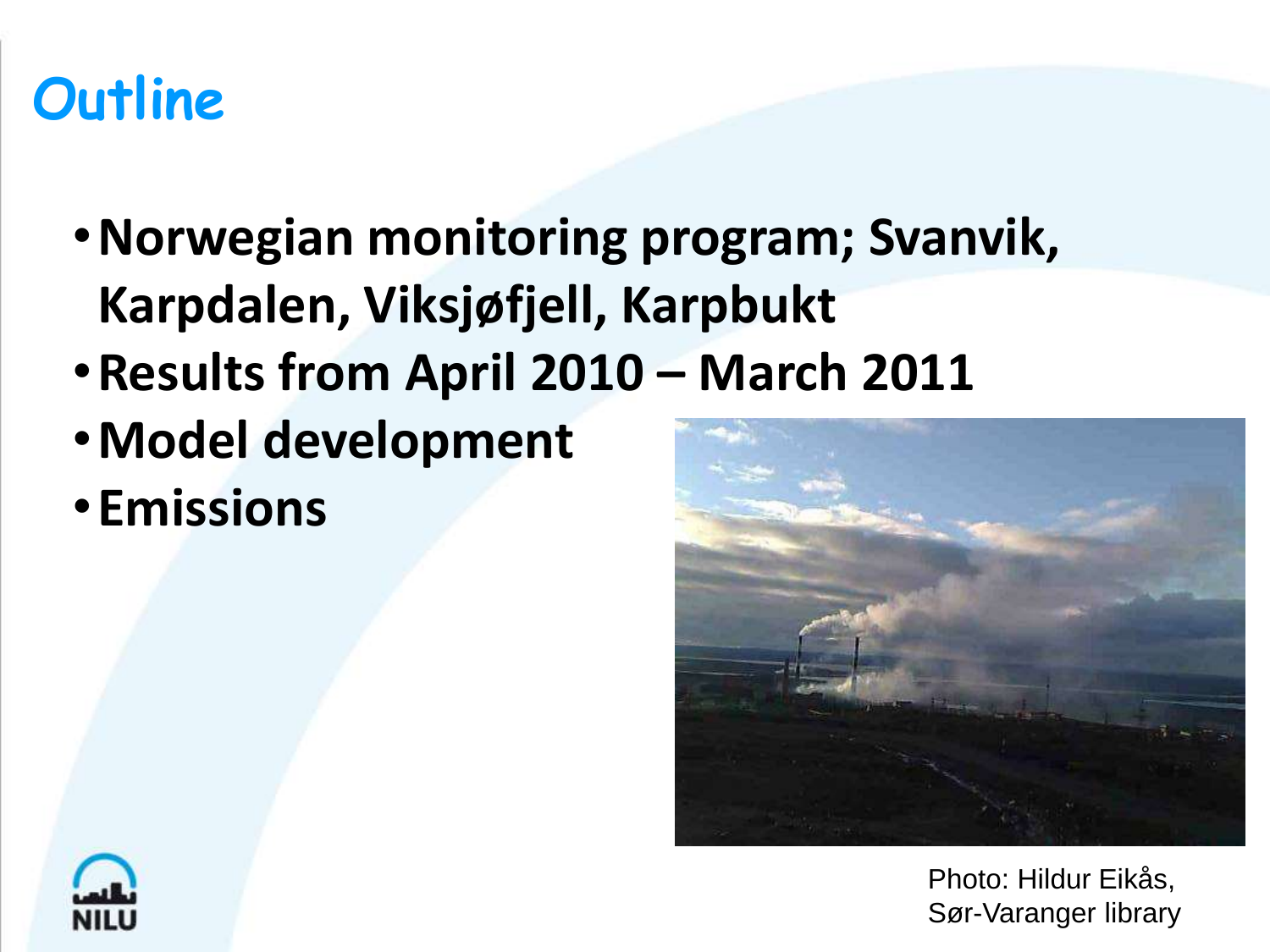# Outline

- **Norwegian monitoring program; Svanvik, Karpdalen, Viksjøfjell, Karpbukt**
- **Results from April 2010 – March 2011**
- **Model development**
- **Emissions**

Photo: Hildur Eikås, Sør-Varanger library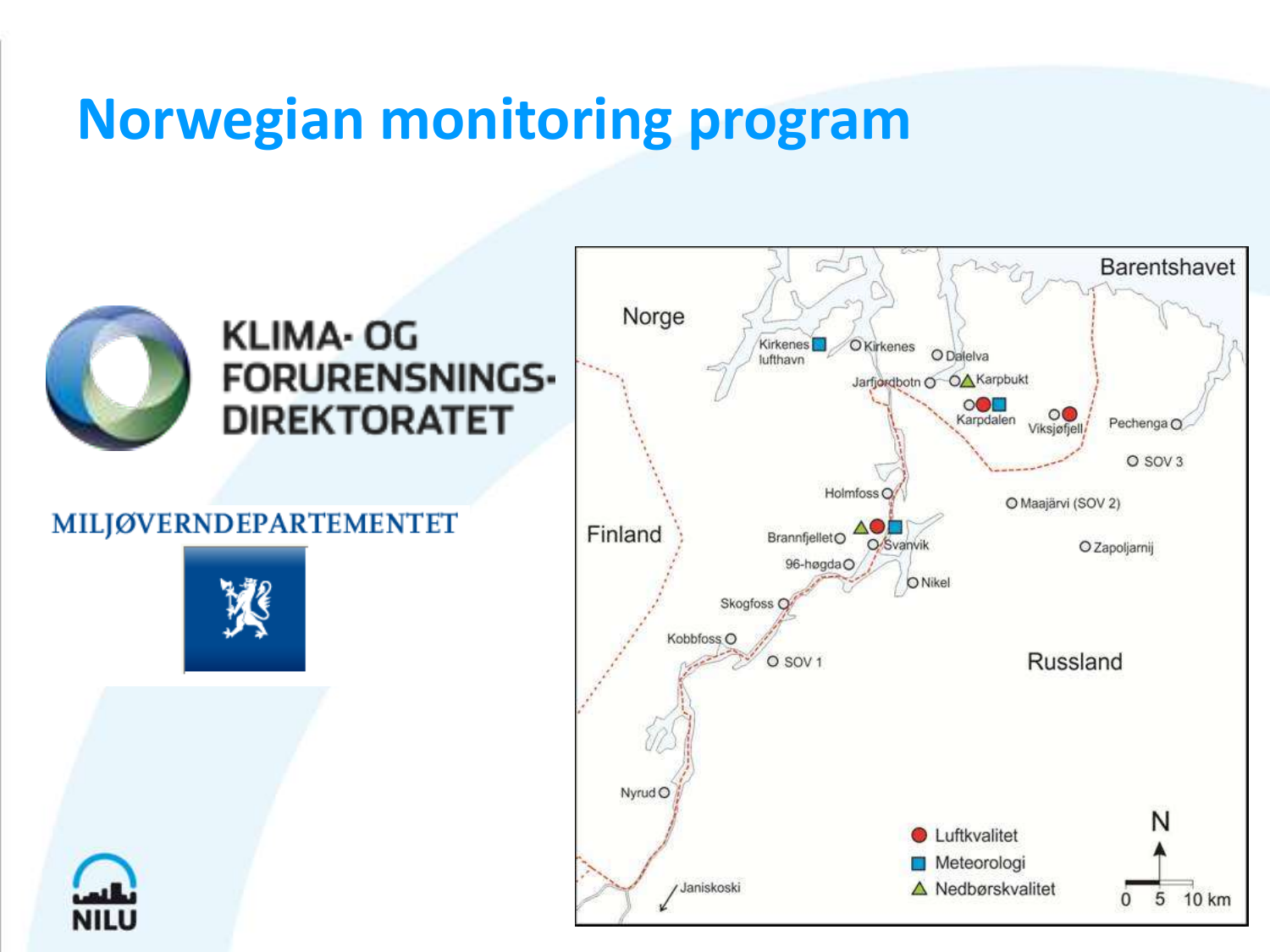# Norwegian monitoring program

KLIMA- OG FORURENSNINGS-DIREKTORATET

MILJØVERNDEPARTEMENTET

NILU

Barentshavet

Norge

Finland

Russland

Kirkenes lufthavn, Kirkenes, Dalelva, Jarfjordbotn, Karpbukt, Karpdalen, Viksjøfjell, Pechenga, SOV 3, Holmfoss, Maajärvi (SOV 2), Brannfjellet, Svanvik, Zapoljarnij, 96-høgda, Nikel, Skogfoss, Kobbfoss, SOV 1, Nyrud, Janiskoski

- Luftkvalitet
- Meteorologi
- Nedbørskvalitet

N

0 5 10 km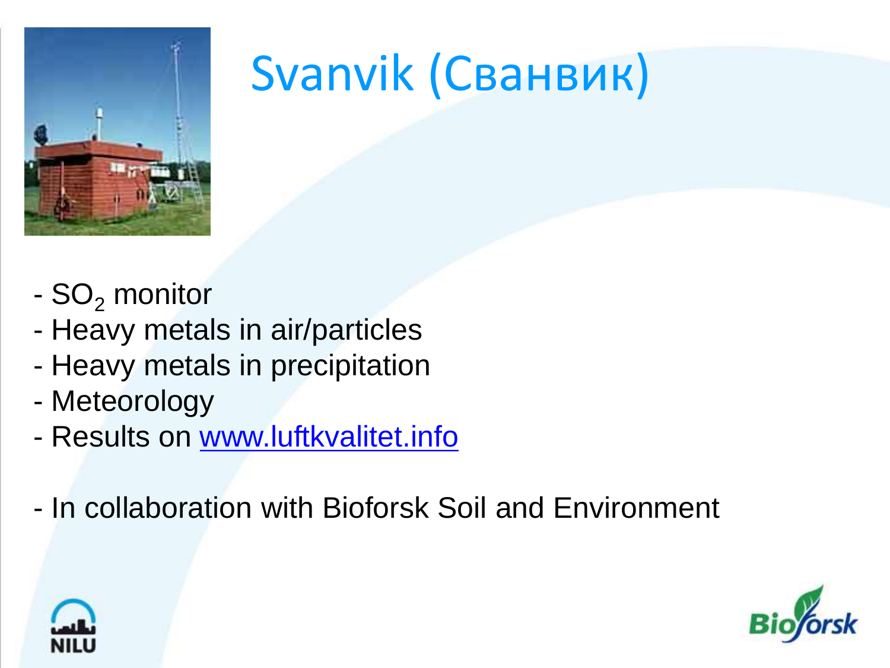# Svanvik (Сванвик)

- $SO_2$ monitor
- Heavy metals in air/particles
- Heavy metals in precipitation
- Meteorology
- Results on www.luftkvalitet.info

- In collaboration with Bioforsk Soil and Environment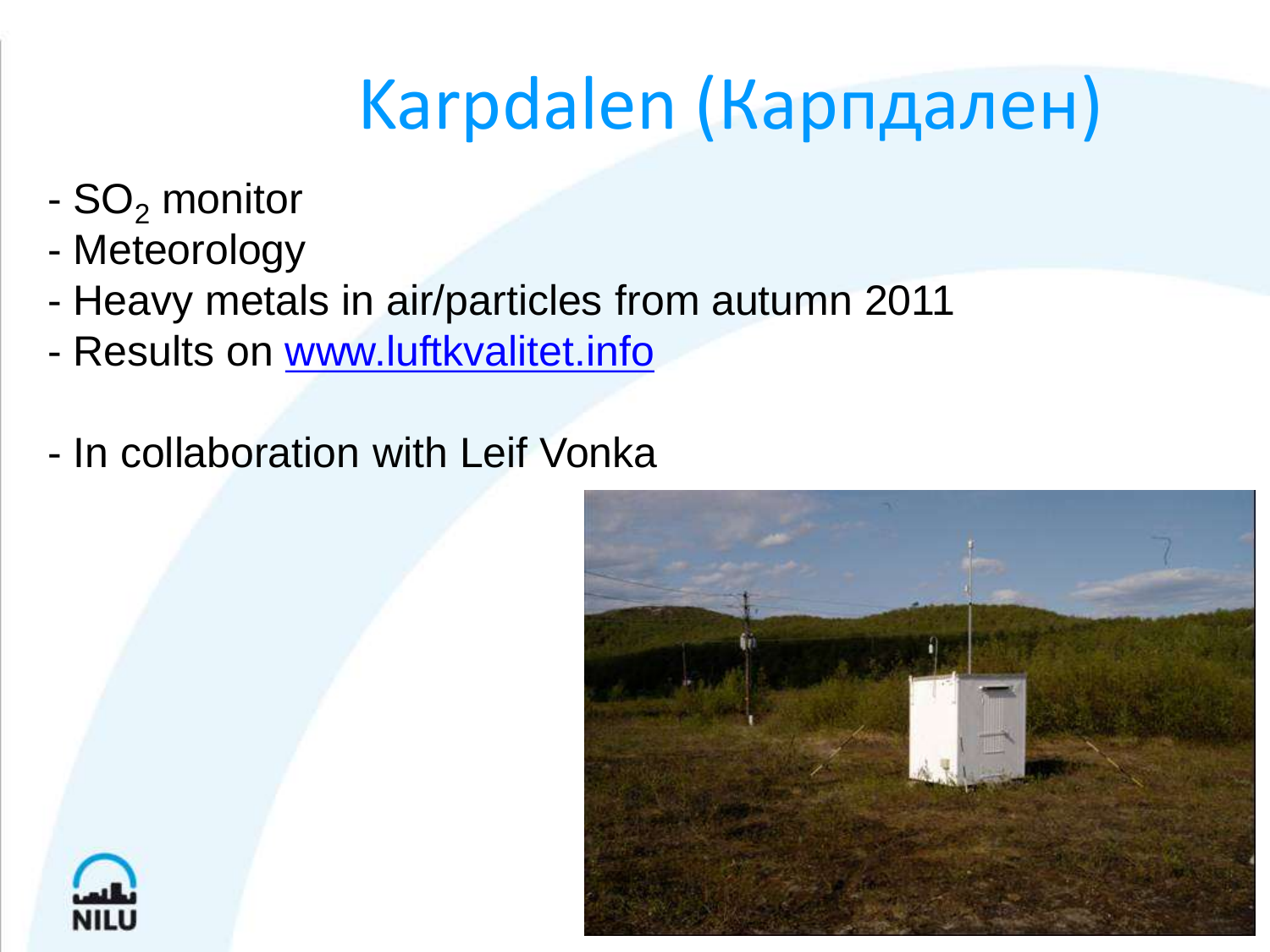# Karpdalen (Карпдален)

- $SO_2$ monitor
- Meteorology
- Heavy metals in air/particles from autumn 2011
- Results on [www.luftkvalitet.info](http://www.luftkvalitet.info)

- In collaboration with Leif Vonka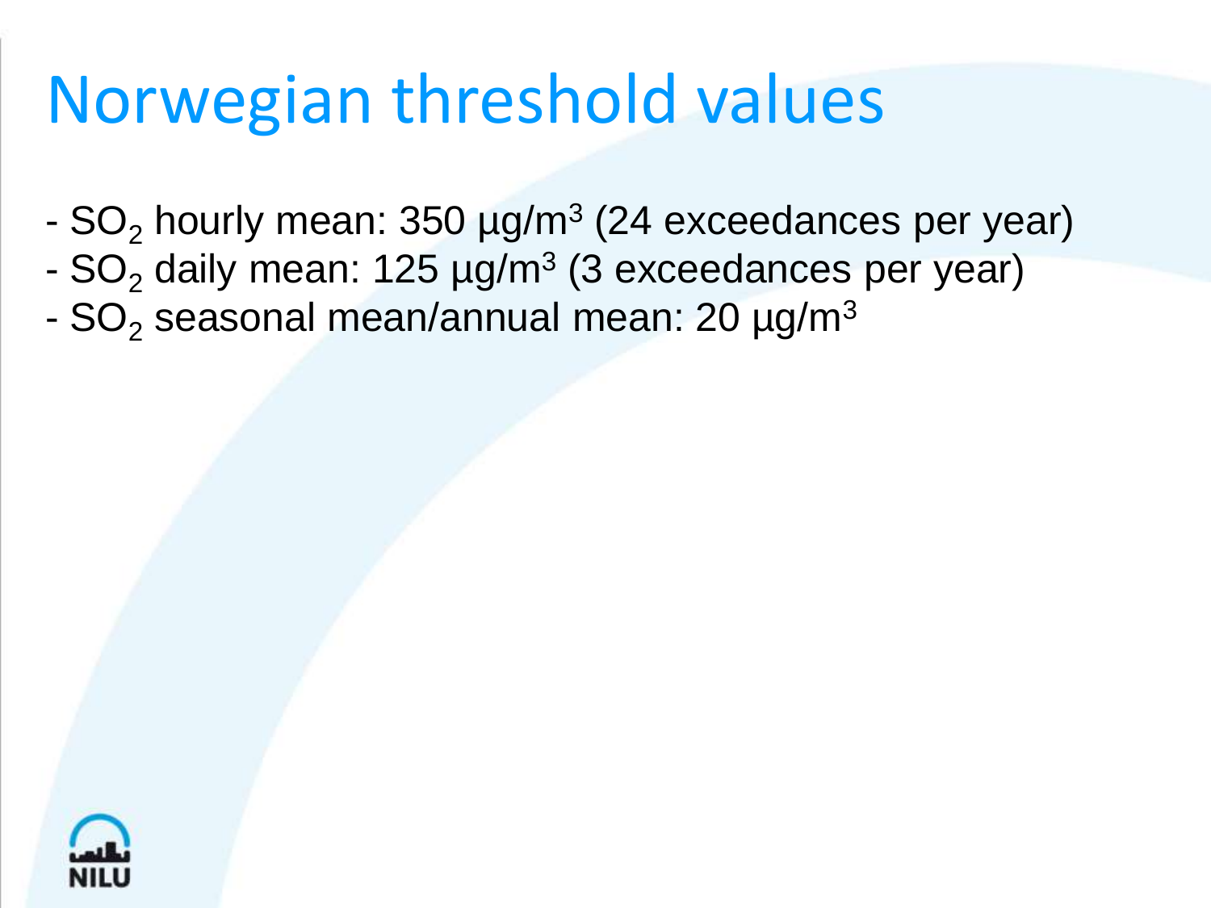# Norwegian threshold values

- $SO_2$ hourly mean: 350 µg/$m^3$ (24 exceedances per year)
- $SO_2$ daily mean: 125 µg/$m^3$ (3 exceedances per year)
- $SO_2$ seasonal mean/annual mean: 20 µg/$m^3$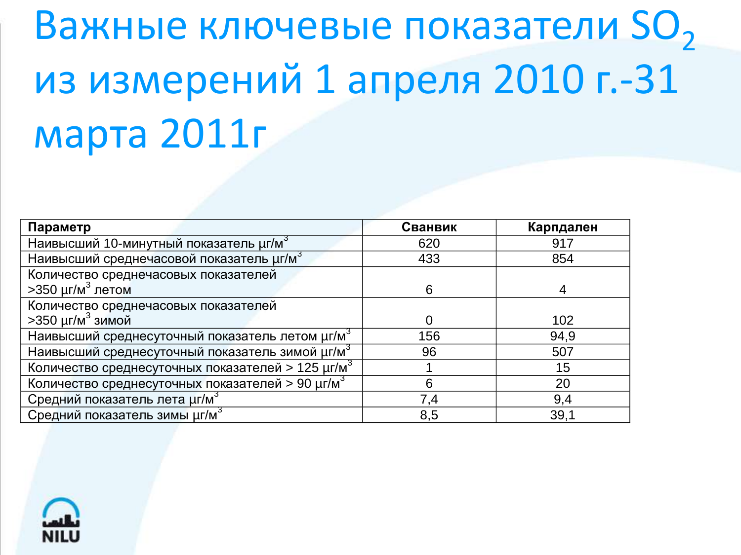# Важные ключевые показатели $SO_2$ из измерений 1 апреля 2010 г.-31 марта 2011г

| Параметр | Сванвик | Карпдален |
|---|---|---|
| Наивысший 10-минутный показатель µг/м$^3$ | 620 | 917 |
| Наивысший среднечасовой показатель µг/м$^3$ | 433 | 854 |
| Количество среднечасовых показателей >350 µг/м$^3$ летом | 6 | 4 |
| Количество среднечасовых показателей >350 µг/м$^3$ зимой | 0 | 102 |
| Наивысший среднесуточный показатель летом µг/м$^3$ | 156 | 94,9 |
| Наивысший среднесуточный показатель зимой µг/м$^3$ | 96 | 507 |
| Количество среднесуточных показателей > 125 µг/м$^3$ | 1 | 15 |
| Количество среднесуточных показателей > 90 µг/м$^3$ | 6 | 20 |
| Средний показатель лета µг/м$^3$ | 7,4 | 9,4 |
| Средний показатель зимы µг/м$^3$ | 8,5 | 39,1 |

NILU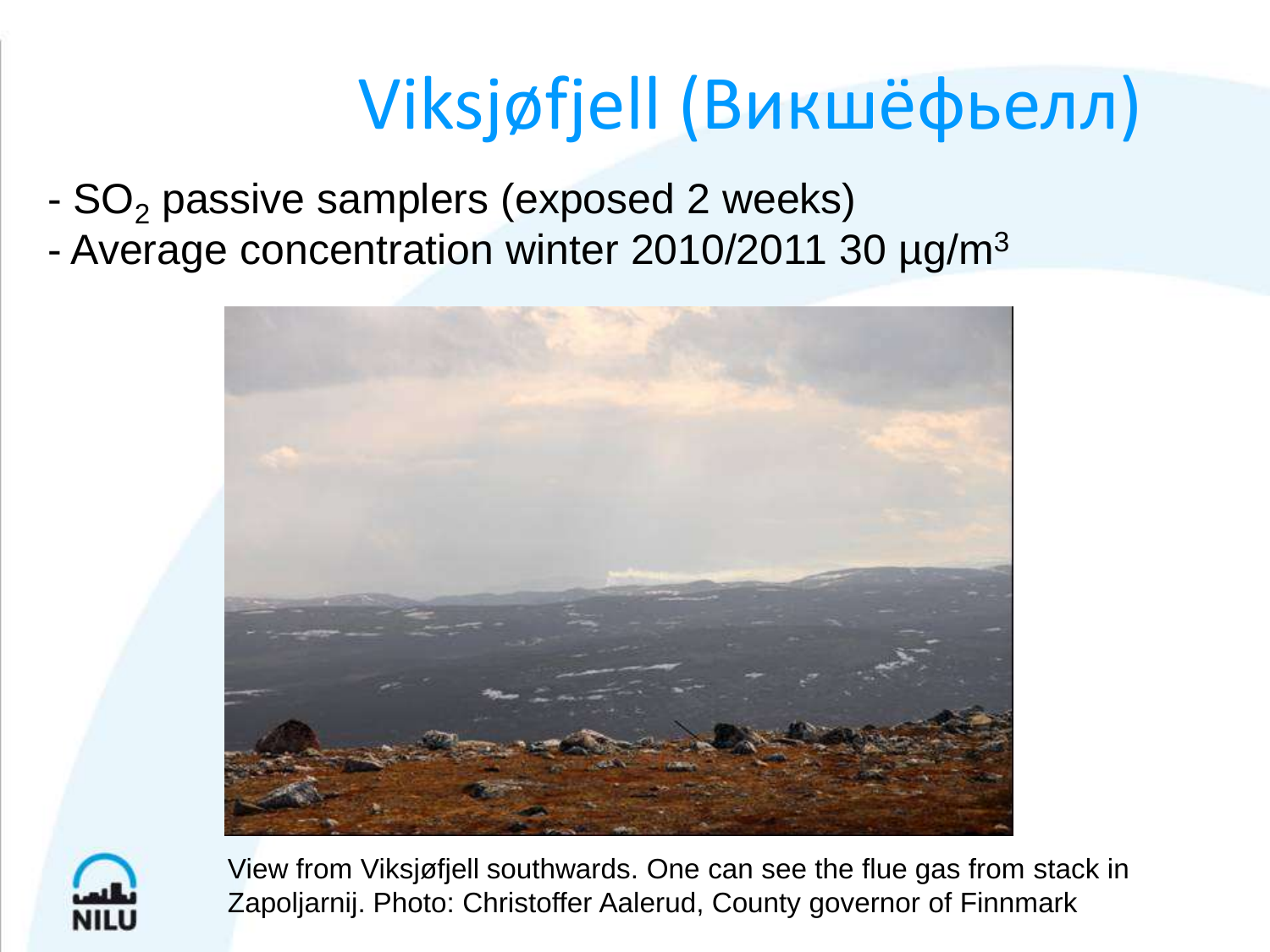# Viksjøfjell (Викшёфьелл)

- $SO_2$ passive samplers (exposed 2 weeks)
- Average concentration winter 2010/2011 30 µg/m$^3$

View from Viksjøfjell southwards. One can see the flue gas from stack in Zapoljarnij. Photo: Christoffer Aalerud, County governor of Finnmark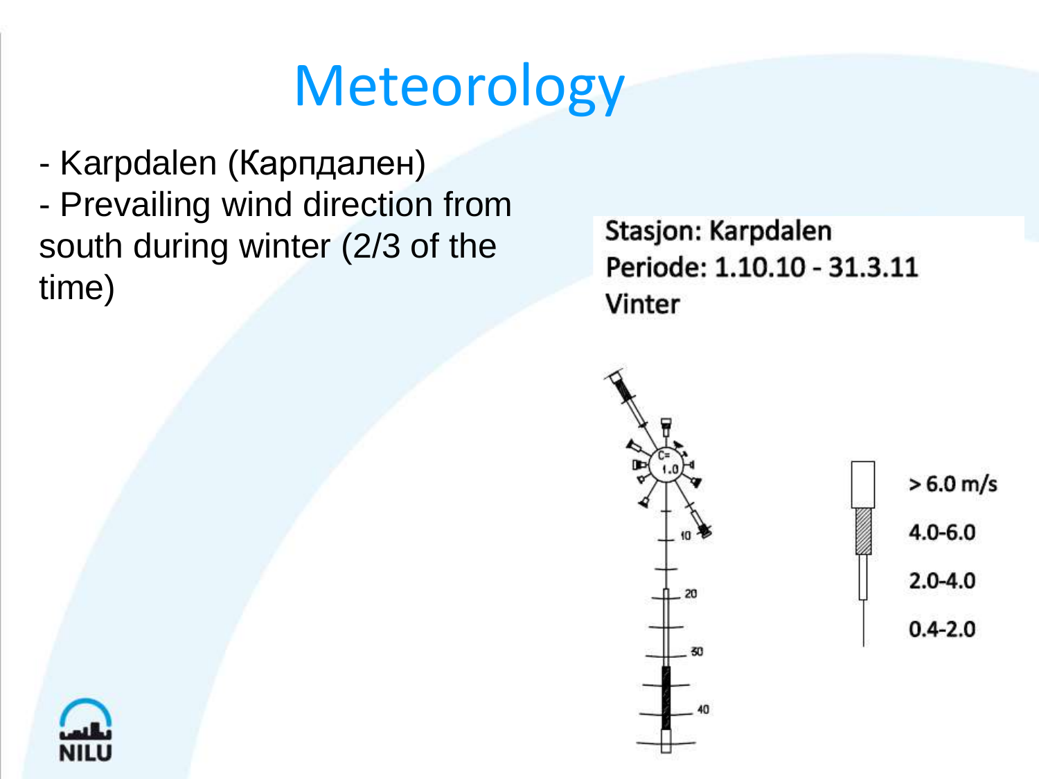# Meteorology

- Karpdalen (Карпдален)
- Prevailing wind direction from south during winter (2/3 of the time)

Stasjon: Karpdalen
Periode: 1.10.10 - 31.3.11
Vinter

> 6.0 m/s
4.0-6.0
2.0-4.0
0.4-2.0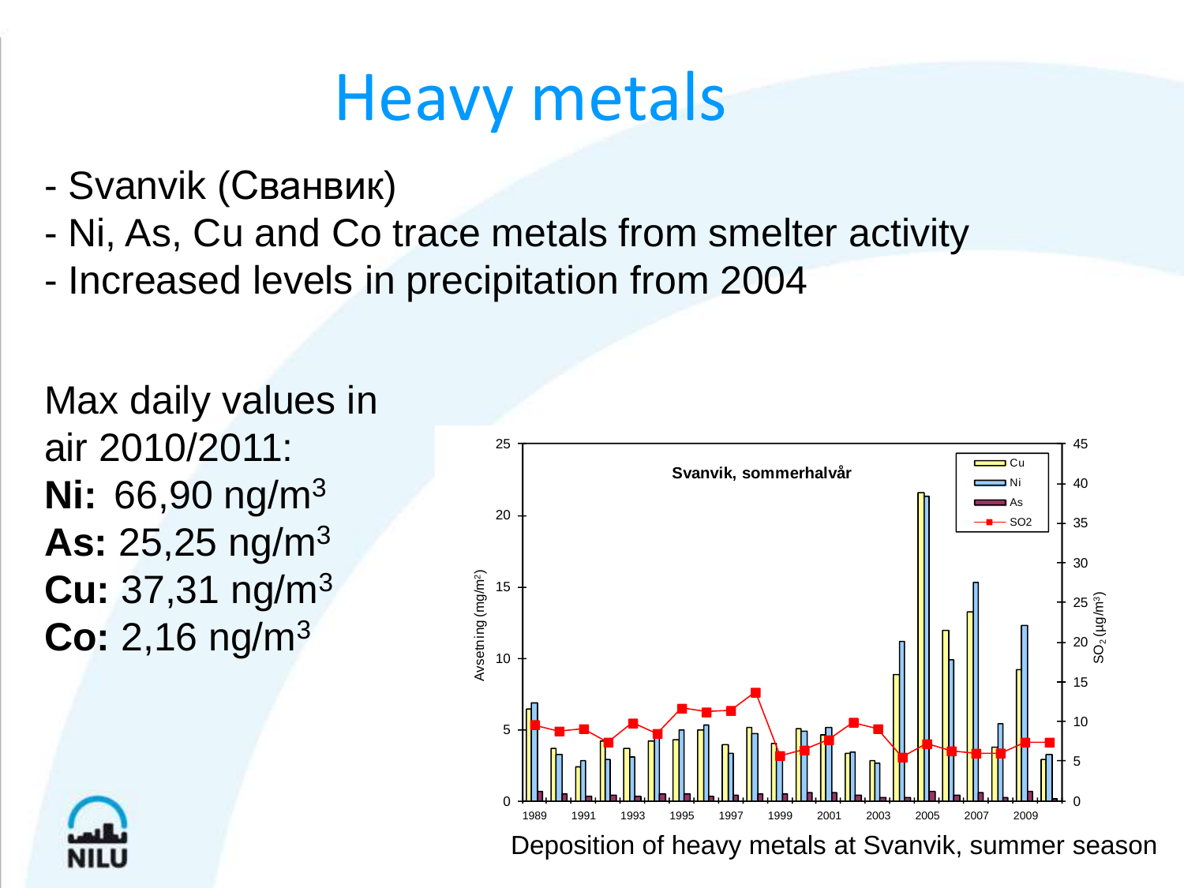# Heavy metals

- Svanvik (Сванвик)
- Ni, As, Cu and Co trace metals from smelter activity
- Increased levels in precipitation from 2004

Max daily values in air 2010/2011:

**Ni:** 66,90 $ng/m^3$

**As:** 25,25 $ng/m^3$

**Cu:** 37,31 $ng/m^3$

**Co:** 2,16 $ng/m^3$

Deposition of heavy metals at Svanvik, summer season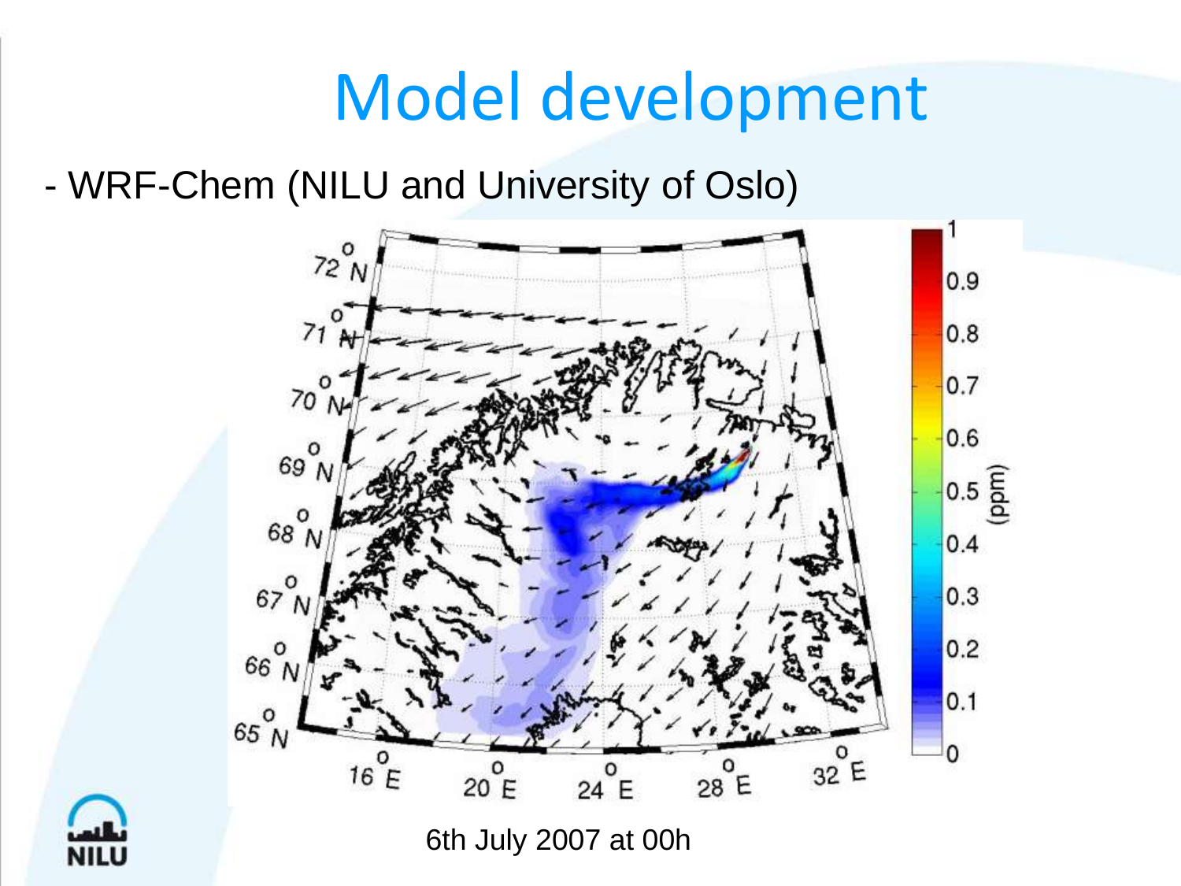# Model development

- WRF-Chem (NILU and University of Oslo)

6th July 2007 at 00h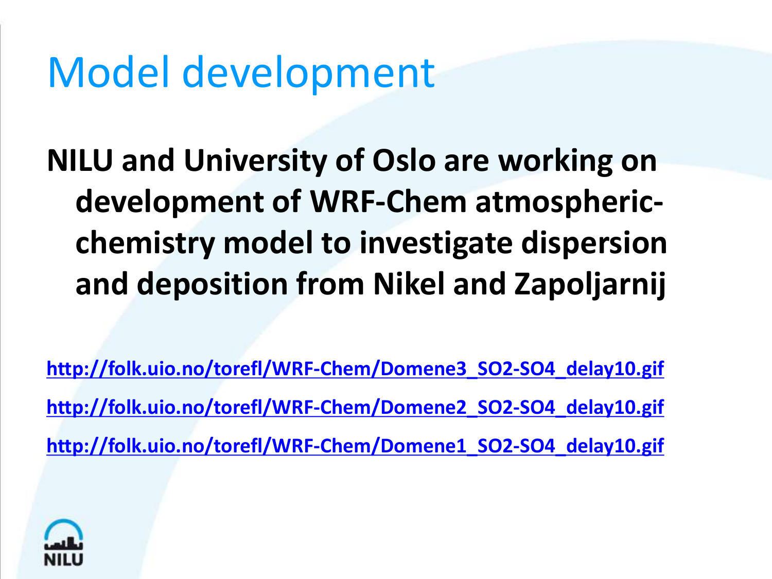# Model development

**NILU and University of Oslo are working on development of WRF-Chem atmospheric-chemistry model to investigate dispersion and deposition from Nikel and Zapoljarnij**

http://folk.uio.no/torefl/WRF-Chem/Domene3_SO2-SO4_delay10.gif

http://folk.uio.no/torefl/WRF-Chem/Domene2_SO2-SO4_delay10.gif

http://folk.uio.no/torefl/WRF-Chem/Domene1_SO2-SO4_delay10.gif

NILU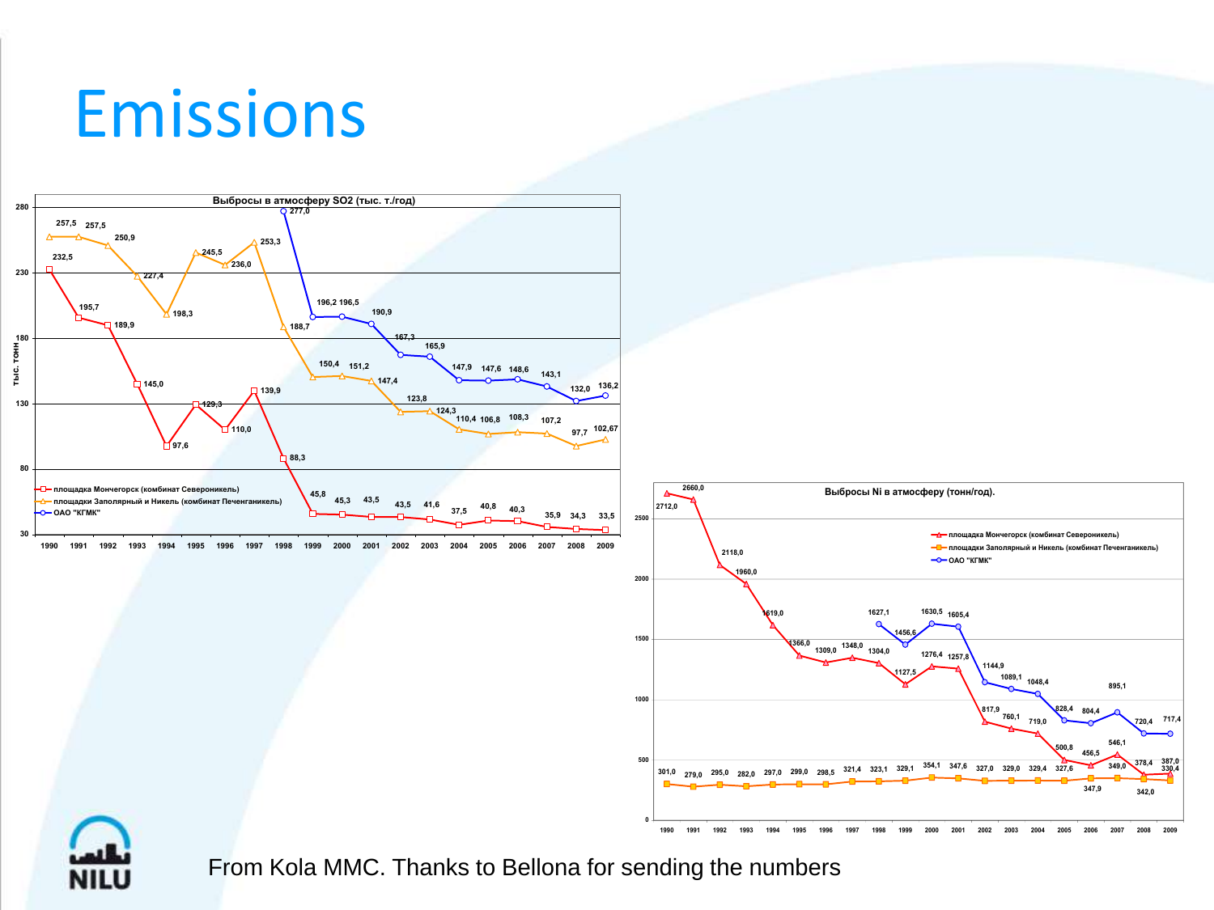# Emissions

Выбросы в атмосферу SO2 (тыс. т./год)

| Year | площадка Мончегорск (комбинат Североникель) | площадки Заполярный и Никель (комбинат Печенганикель) | ОАО "КГМК" |
|---|---|---|---|
| 1990 | 232,5 | 257,5 | |
| 1991 | 195,7 | 257,5 | |
| 1992 | 189,9 | 250,9 | |
| 1993 | 145,0 | 227,4 | |
| 1994 | 97,6 | 198,3 | |
| 1995 | 129,3 | 245,5 | |
| 1996 | 110,0 | 236,0 | |
| 1997 | 139,9 | 253,3 | |
| 1998 | 88,3 | 188,7 | 277,0 |
| 1999 | 45,8 | 150,4 | 196,2 |
| 2000 | 45,3 | 151,2 | 196,5 |
| 2001 | 43,5 | 147,4 | 190,9 |
| 2002 | 43,5 | 123,8 | 167,3 |
| 2003 | 41,6 | 124,3 | 165,9 |
| 2004 | 37,5 | 110,4 | 147,9 |
| 2005 | 40,8 | 106,8 | 147,6 |
| 2006 | 40,3 | 108,3 | 148,6 |
| 2007 | 35,9 | 107,2 | 143,1 |
| 2008 | 34,3 | 97,7 | 132,0 |
| 2009 | 33,5 | 102,67 | 136,2 |

Выбросы Ni в атмосферу (тонн/год).

| Year | площадка Мончегорск (комбинат Североникель) | площадки Заполярный и Никель (комбинат Печенганикель) | ОАО "КГМК" |
|---|---|---|---|
| 1990 | 2712,0 | 301,0 | |
| 1991 | 2660,0 | 279,0 | |
| 1992 | 2118,0 | 295,0 | |
| 1993 | 1960,0 | 282,0 | |
| 1994 | 1619,0 | 297,0 | |
| 1995 | 1366,0 | 299,0 | |
| 1996 | 1309,0 | 298,5 | |
| 1997 | 1348,0 | 321,4 | |
| 1998 | 1304,0 | 323,1 | 1627,1 |
| 1999 | 1127,5 | 329,1 | 1456,6 |
| 2000 | 1276,4 | 354,1 | 1630,5 |
| 2001 | 1257,8 | 347,6 | 1605,4 |
| 2002 | 817,9 | 327,0 | 1144,9 |
| 2003 | 760,1 | 329,0 | 1089,1 |
| 2004 | 719,0 | 329,4 | 1048,4 |
| 2005 | 500,8 | 327,6 | 828,4 |
| 2006 | 456,5 | 347,9 | 804,4 |
| 2007 | 546,1 | 349,0 | 895,1 |
| 2008 | 378,4 | 342,0 | 720,4 |
| 2009 | 387,0 | 330,4 | 717,4 |

From Kola MMC. Thanks to Bellona for sending the numbers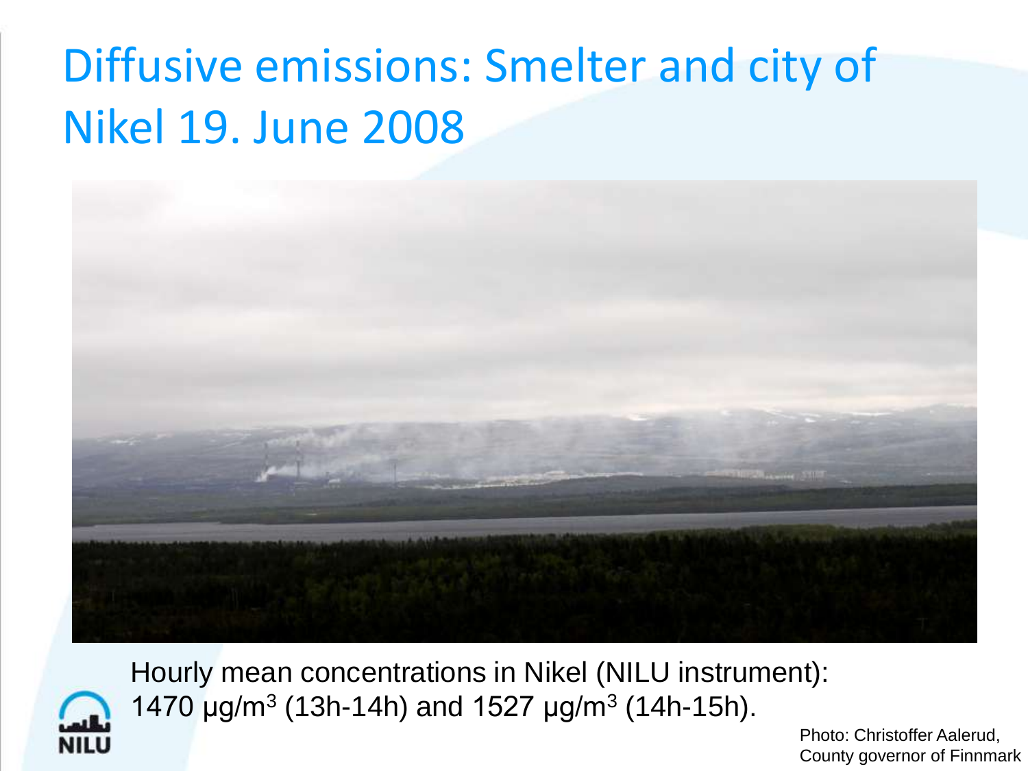# Diffusive emissions: Smelter and city of Nikel 19. June 2008

Hourly mean concentrations in Nikel (NILU instrument): 1470 µg/m$^3$ (13h-14h) and 1527 µg/m$^3$ (14h-15h).

Photo: Christoffer Aalerud, County governor of Finnmark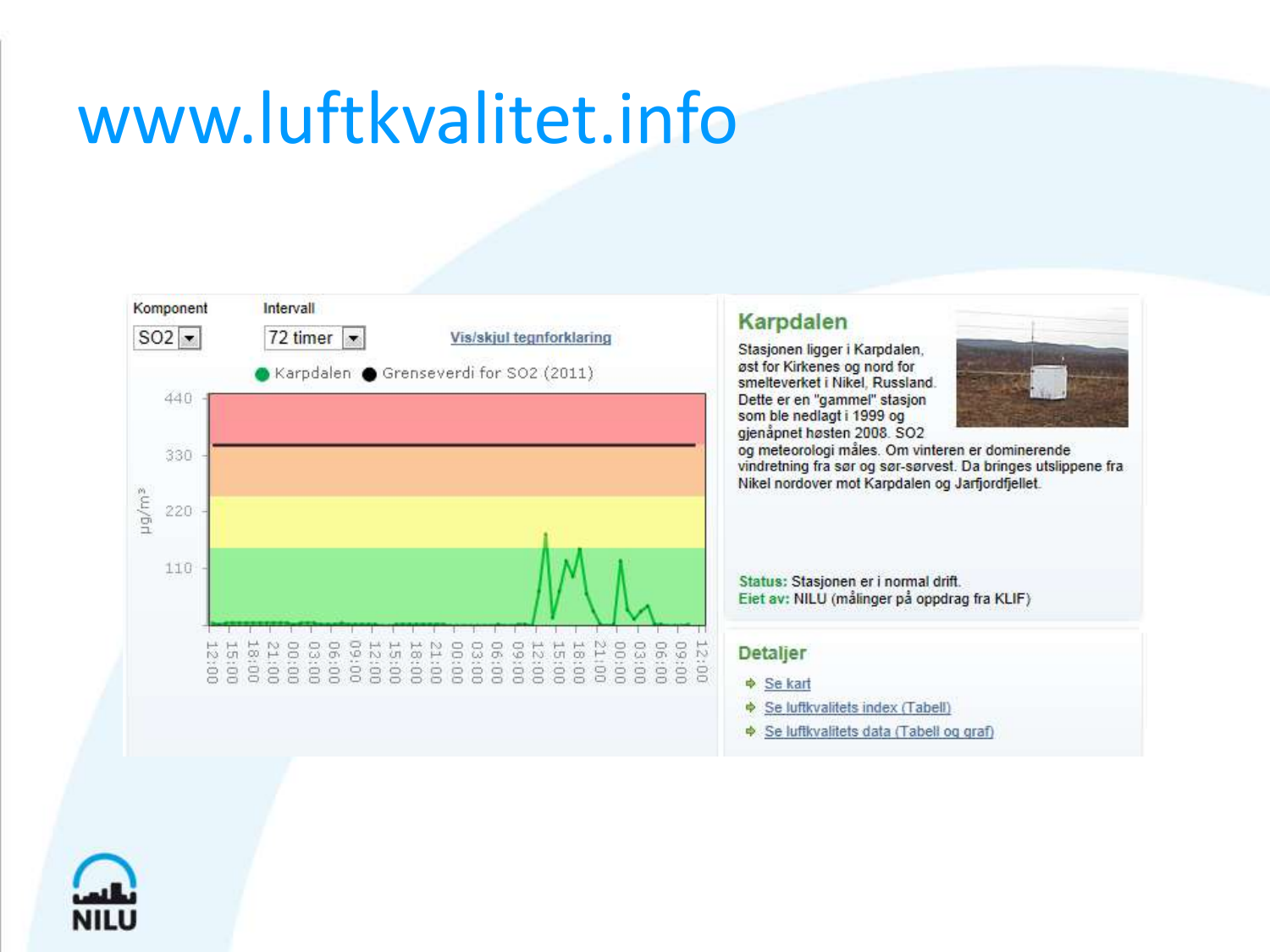# www.luftkvalitet.info

Komponent: SO2

Intervall: 72 timer

Vis/skjul tegnforklaring

● Karpdalen ● Grenseverdi for SO2 (2011)

## Karpdalen

Stasjonen ligger i Karpdalen, øst for Kirkenes og nord for smelteverket i Nikel, Russland. Dette er en "gammel" stasjon som ble nedlagt i 1999 og gjenåpnet høsten 2008. SO2 og meteorologi måles. Om vinteren er dominerende vindretning fra sør og sør-sørvest. Da bringes utslippene fra Nikel nordover mot Karpdalen og Jarfjordfjellet.

**Status:** Stasjonen er i normal drift.
**Eiet av:** NILU (målinger på oppdrag fra KLIF)

## Detaljer

- Se kart
- Se luftkvalitets index (Tabell)
- Se luftkvalitets data (Tabell og graf)

NILU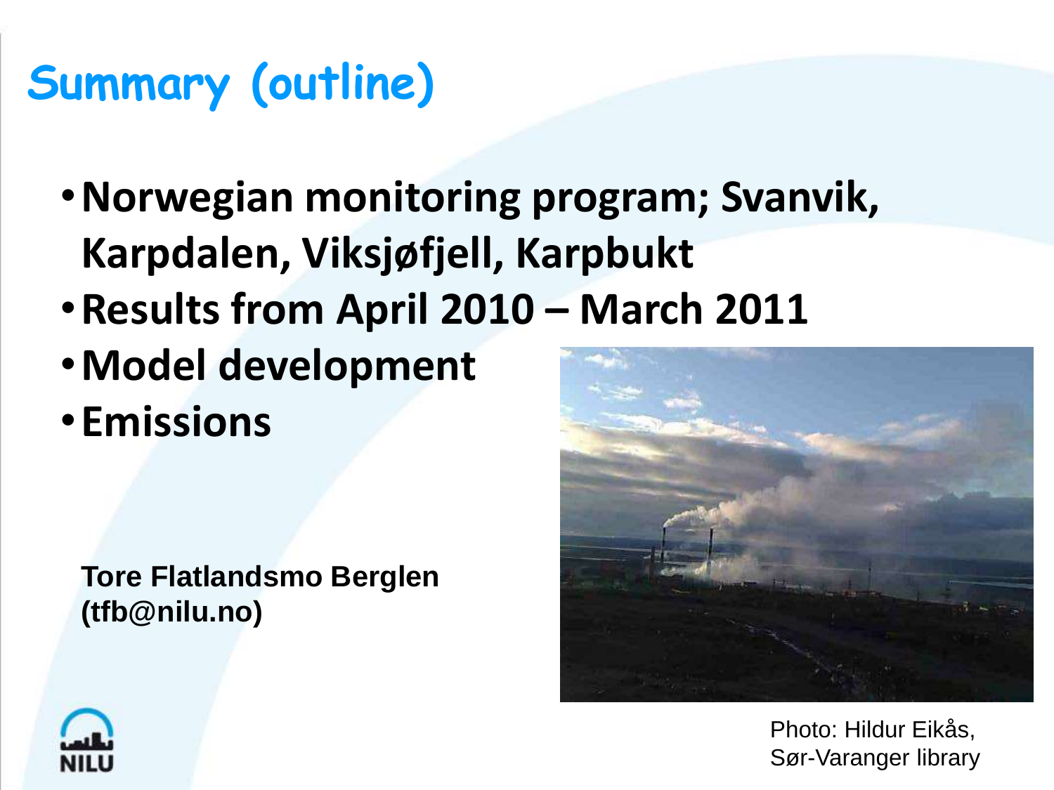# Summary (outline)

- Norwegian monitoring program; Svanvik, Karpdalen, Viksjøfjell, Karpbukt
- Results from April 2010 – March 2011
- Model development
- Emissions

**Tore Flatlandsmo Berglen (tfb@nilu.no)**

Photo: Hildur Eikås, Sør-Varanger library